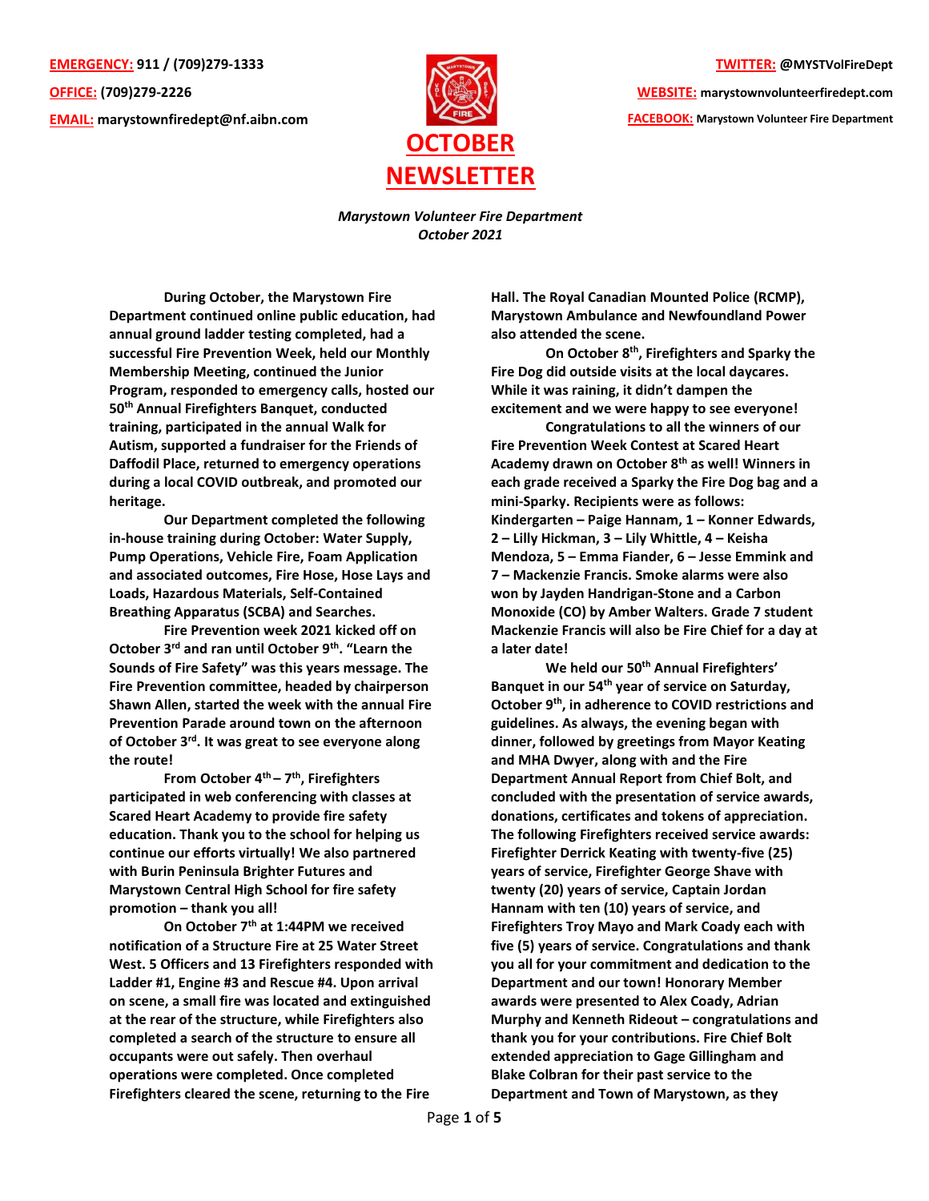**EMERGENCY:** 911 / (709)279-1333
**OFFICE:** (709)279-2226
**EMAIL:** marystownfiredept@nf.aibn.com

**TWITTER:** @MYSTVolFireDept
**WEBSITE:** marystownvolunteerfiredept.com
**FACEBOOK:** Marystown Volunteer Fire Department

# OCTOBER NEWSLETTER

*Marystown Volunteer Fire Department*
*October 2021*

During October, the Marystown Fire Department continued online public education, had annual ground ladder testing completed, had a successful Fire Prevention Week, held our Monthly Membership Meeting, continued the Junior Program, responded to emergency calls, hosted our 50th Annual Firefighters Banquet, conducted training, participated in the annual Walk for Autism, supported a fundraiser for the Friends of Daffodil Place, returned to emergency operations during a local COVID outbreak, and promoted our heritage.

Our Department completed the following in-house training during October: Water Supply, Pump Operations, Vehicle Fire, Foam Application and associated outcomes, Fire Hose, Hose Lays and Loads, Hazardous Materials, Self-Contained Breathing Apparatus (SCBA) and Searches.

Fire Prevention week 2021 kicked off on October 3rd and ran until October 9th. "Learn the Sounds of Fire Safety" was this years message. The Fire Prevention committee, headed by chairperson Shawn Allen, started the week with the annual Fire Prevention Parade around town on the afternoon of October 3rd. It was great to see everyone along the route!

From October 4th – 7th, Firefighters participated in web conferencing with classes at Scared Heart Academy to provide fire safety education. Thank you to the school for helping us continue our efforts virtually! We also partnered with Burin Peninsula Brighter Futures and Marystown Central High School for fire safety promotion – thank you all!

On October 7th at 1:44PM we received notification of a Structure Fire at 25 Water Street West. 5 Officers and 13 Firefighters responded with Ladder #1, Engine #3 and Rescue #4. Upon arrival on scene, a small fire was located and extinguished at the rear of the structure, while Firefighters also completed a search of the structure to ensure all occupants were out safely. Then overhaul operations were completed. Once completed Firefighters cleared the scene, returning to the Fire Hall. The Royal Canadian Mounted Police (RCMP), Marystown Ambulance and Newfoundland Power also attended the scene.

On October 8th, Firefighters and Sparky the Fire Dog did outside visits at the local daycares. While it was raining, it didn't dampen the excitement and we were happy to see everyone!

Congratulations to all the winners of our Fire Prevention Week Contest at Scared Heart Academy drawn on October 8th as well! Winners in each grade received a Sparky the Fire Dog bag and a mini-Sparky. Recipients were as follows: Kindergarten – Paige Hannam, 1 – Konner Edwards, 2 – Lilly Hickman, 3 – Lily Whittle, 4 – Keisha Mendoza, 5 – Emma Fiander, 6 – Jesse Emmink and 7 – Mackenzie Francis. Smoke alarms were also won by Jayden Handrigan-Stone and a Carbon Monoxide (CO) by Amber Walters. Grade 7 student Mackenzie Francis will also be Fire Chief for a day at a later date!

We held our 50th Annual Firefighters' Banquet in our 54th year of service on Saturday, October 9th, in adherence to COVID restrictions and guidelines. As always, the evening began with dinner, followed by greetings from Mayor Keating and MHA Dwyer, along with and the Fire Department Annual Report from Chief Bolt, and concluded with the presentation of service awards, donations, certificates and tokens of appreciation. The following Firefighters received service awards: Firefighter Derrick Keating with twenty-five (25) years of service, Firefighter George Shave with twenty (20) years of service, Captain Jordan Hannam with ten (10) years of service, and Firefighters Troy Mayo and Mark Coady each with five (5) years of service. Congratulations and thank you all for your commitment and dedication to the Department and our town! Honorary Member awards were presented to Alex Coady, Adrian Murphy and Kenneth Rideout – congratulations and thank you for your contributions. Fire Chief Bolt extended appreciation to Gage Gillingham and Blake Colbran for their past service to the Department and Town of Marystown, as they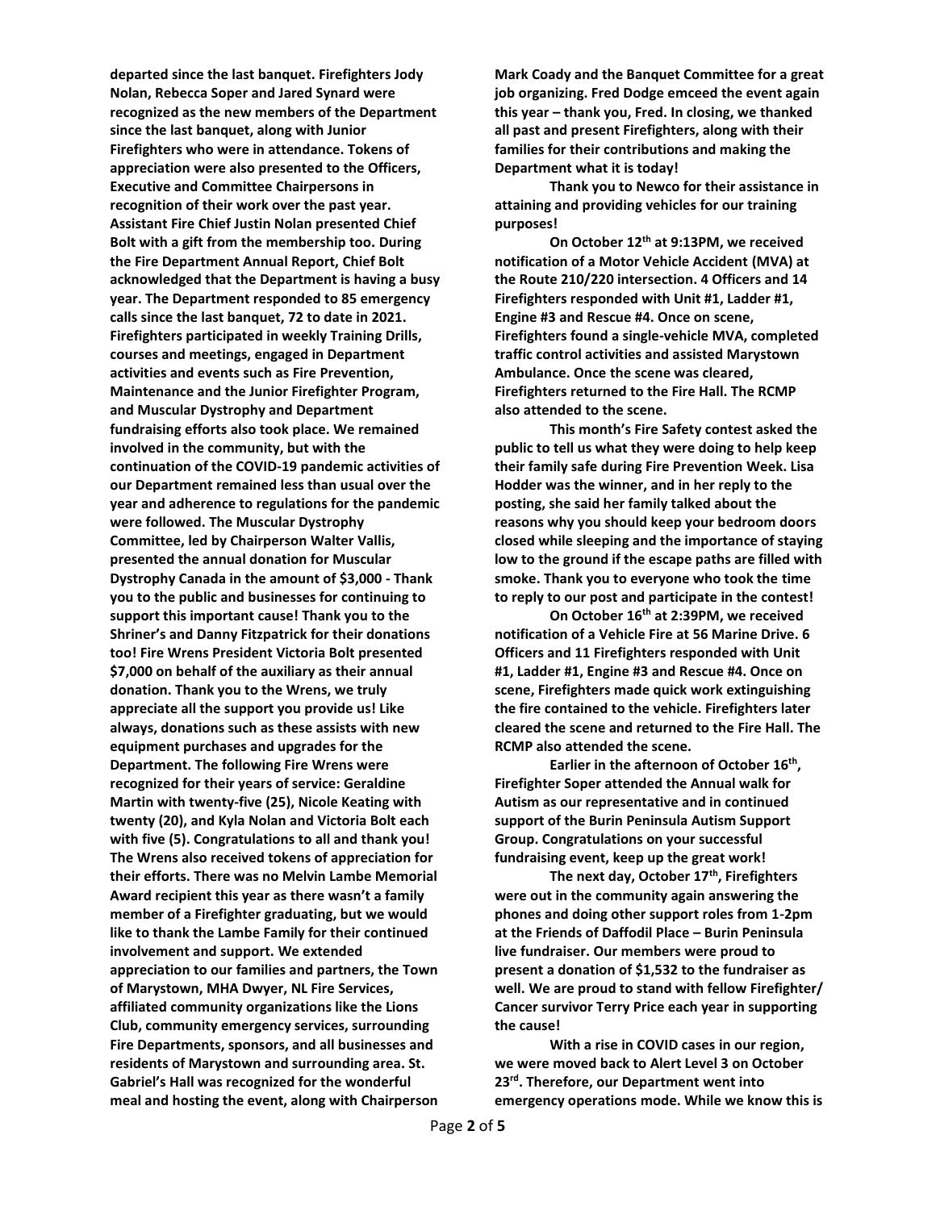**departed since the last banquet. Firefighters Jody Nolan, Rebecca Soper and Jared Synard were recognized as the new members of the Department since the last banquet, along with Junior Firefighters who were in attendance. Tokens of appreciation were also presented to the Officers, Executive and Committee Chairpersons in recognition of their work over the past year. Assistant Fire Chief Justin Nolan presented Chief Bolt with a gift from the membership too. During the Fire Department Annual Report, Chief Bolt acknowledged that the Department is having a busy year. The Department responded to 85 emergency calls since the last banquet, 72 to date in 2021. Firefighters participated in weekly Training Drills, courses and meetings, engaged in Department activities and events such as Fire Prevention, Maintenance and the Junior Firefighter Program, and Muscular Dystrophy and Department fundraising efforts also took place. We remained involved in the community, but with the continuation of the COVID-19 pandemic activities of our Department remained less than usual over the year and adherence to regulations for the pandemic were followed. The Muscular Dystrophy Committee, led by Chairperson Walter Vallis, presented the annual donation for Muscular Dystrophy Canada in the amount of $3,000 - Thank you to the public and businesses for continuing to support this important cause! Thank you to the Shriner's and Danny Fitzpatrick for their donations too! Fire Wrens President Victoria Bolt presented $7,000 on behalf of the auxiliary as their annual donation. Thank you to the Wrens, we truly appreciate all the support you provide us! Like always, donations such as these assists with new equipment purchases and upgrades for the Department. The following Fire Wrens were recognized for their years of service: Geraldine Martin with twenty-five (25), Nicole Keating with twenty (20), and Kyla Nolan and Victoria Bolt each with five (5). Congratulations to all and thank you! The Wrens also received tokens of appreciation for their efforts. There was no Melvin Lambe Memorial Award recipient this year as there wasn't a family member of a Firefighter graduating, but we would like to thank the Lambe Family for their continued involvement and support. We extended appreciation to our families and partners, the Town of Marystown, MHA Dwyer, NL Fire Services, affiliated community organizations like the Lions Club, community emergency services, surrounding Fire Departments, sponsors, and all businesses and residents of Marystown and surrounding area. St. Gabriel's Hall was recognized for the wonderful meal and hosting the event, along with Chairperson Mark Coady and the Banquet Committee for a great job organizing. Fred Dodge emceed the event again this year – thank you, Fred. In closing, we thanked all past and present Firefighters, along with their families for their contributions and making the Department what it is today!**

**Thank you to Newco for their assistance in attaining and providing vehicles for our training purposes!**

**On October 12th at 9:13PM, we received notification of a Motor Vehicle Accident (MVA) at the Route 210/220 intersection. 4 Officers and 14 Firefighters responded with Unit #1, Ladder #1, Engine #3 and Rescue #4. Once on scene, Firefighters found a single-vehicle MVA, completed traffic control activities and assisted Marystown Ambulance. Once the scene was cleared, Firefighters returned to the Fire Hall. The RCMP also attended to the scene.**

**This month's Fire Safety contest asked the public to tell us what they were doing to help keep their family safe during Fire Prevention Week. Lisa Hodder was the winner, and in her reply to the posting, she said her family talked about the reasons why you should keep your bedroom doors closed while sleeping and the importance of staying low to the ground if the escape paths are filled with smoke. Thank you to everyone who took the time to reply to our post and participate in the contest!**

**On October 16th at 2:39PM, we received notification of a Vehicle Fire at 56 Marine Drive. 6 Officers and 11 Firefighters responded with Unit #1, Ladder #1, Engine #3 and Rescue #4. Once on scene, Firefighters made quick work extinguishing the fire contained to the vehicle. Firefighters later cleared the scene and returned to the Fire Hall. The RCMP also attended the scene.**

**Earlier in the afternoon of October 16th, Firefighter Soper attended the Annual walk for Autism as our representative and in continued support of the Burin Peninsula Autism Support Group. Congratulations on your successful fundraising event, keep up the great work!**

**The next day, October 17th, Firefighters were out in the community again answering the phones and doing other support roles from 1-2pm at the Friends of Daffodil Place – Burin Peninsula live fundraiser. Our members were proud to present a donation of $1,532 to the fundraiser as well. We are proud to stand with fellow Firefighter/ Cancer survivor Terry Price each year in supporting the cause!**

**With a rise in COVID cases in our region, we were moved back to Alert Level 3 on October 23rd. Therefore, our Department went into emergency operations mode. While we know this is**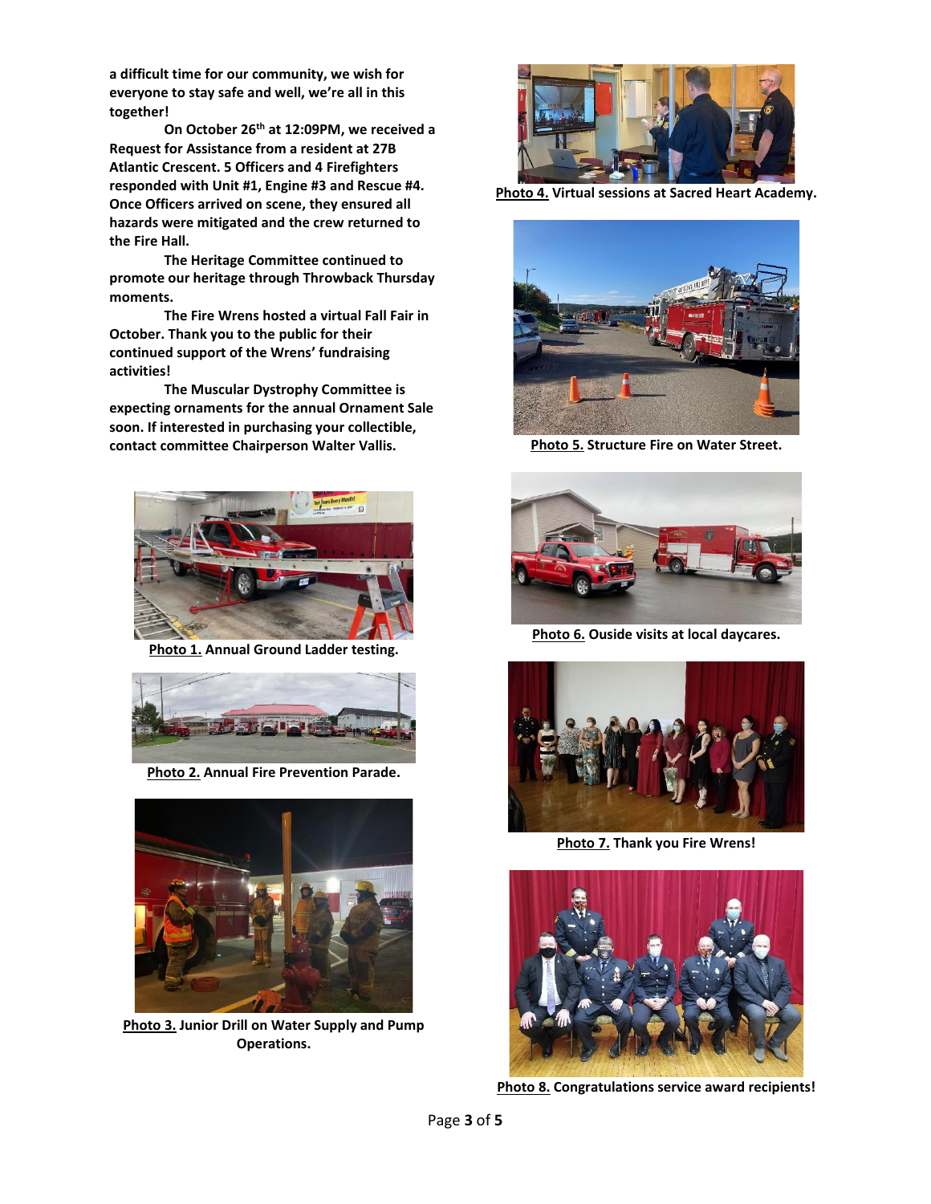**a difficult time for our community, we wish for everyone to stay safe and well, we're all in this together!**

**On October 26th at 12:09PM, we received a Request for Assistance from a resident at 27B Atlantic Crescent. 5 Officers and 4 Firefighters responded with Unit #1, Engine #3 and Rescue #4. Once Officers arrived on scene, they ensured all hazards were mitigated and the crew returned to the Fire Hall.**

**The Heritage Committee continued to promote our heritage through Throwback Thursday moments.**

**The Fire Wrens hosted a virtual Fall Fair in October. Thank you to the public for their continued support of the Wrens' fundraising activities!**

**The Muscular Dystrophy Committee is expecting ornaments for the annual Ornament Sale soon. If interested in purchasing your collectible, contact committee Chairperson Walter Vallis.**

**Photo 1. Annual Ground Ladder testing.**

**Photo 2. Annual Fire Prevention Parade.**

**Photo 3. Junior Drill on Water Supply and Pump Operations.**

**Photo 4. Virtual sessions at Sacred Heart Academy.**

**Photo 5. Structure Fire on Water Street.**

**Photo 6. Ouside visits at local daycares.**

**Photo 7. Thank you Fire Wrens!**

**Photo 8. Congratulations service award recipients!**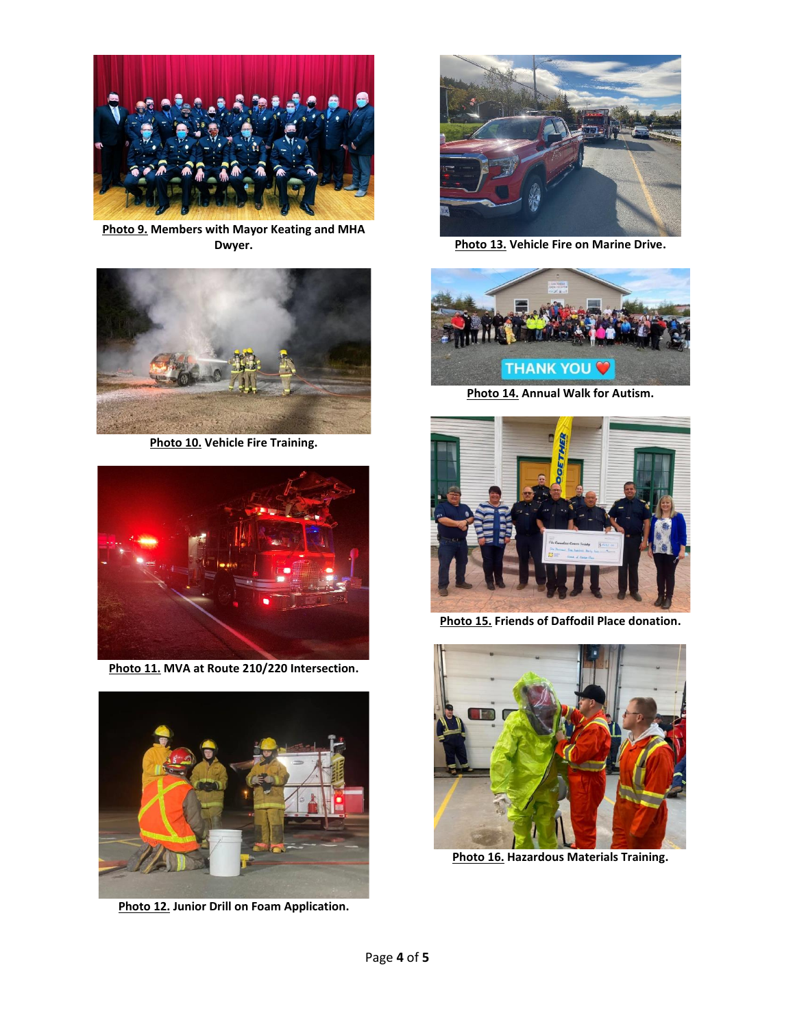**Photo 9.** Members with Mayor Keating and MHA Dwyer.

**Photo 10.** Vehicle Fire Training.

**Photo 11.** MVA at Route 210/220 Intersection.

**Photo 12.** Junior Drill on Foam Application.

**Photo 13.** Vehicle Fire on Marine Drive.

**Photo 14.** Annual Walk for Autism.

**Photo 15.** Friends of Daffodil Place donation.

**Photo 16.** Hazardous Materials Training.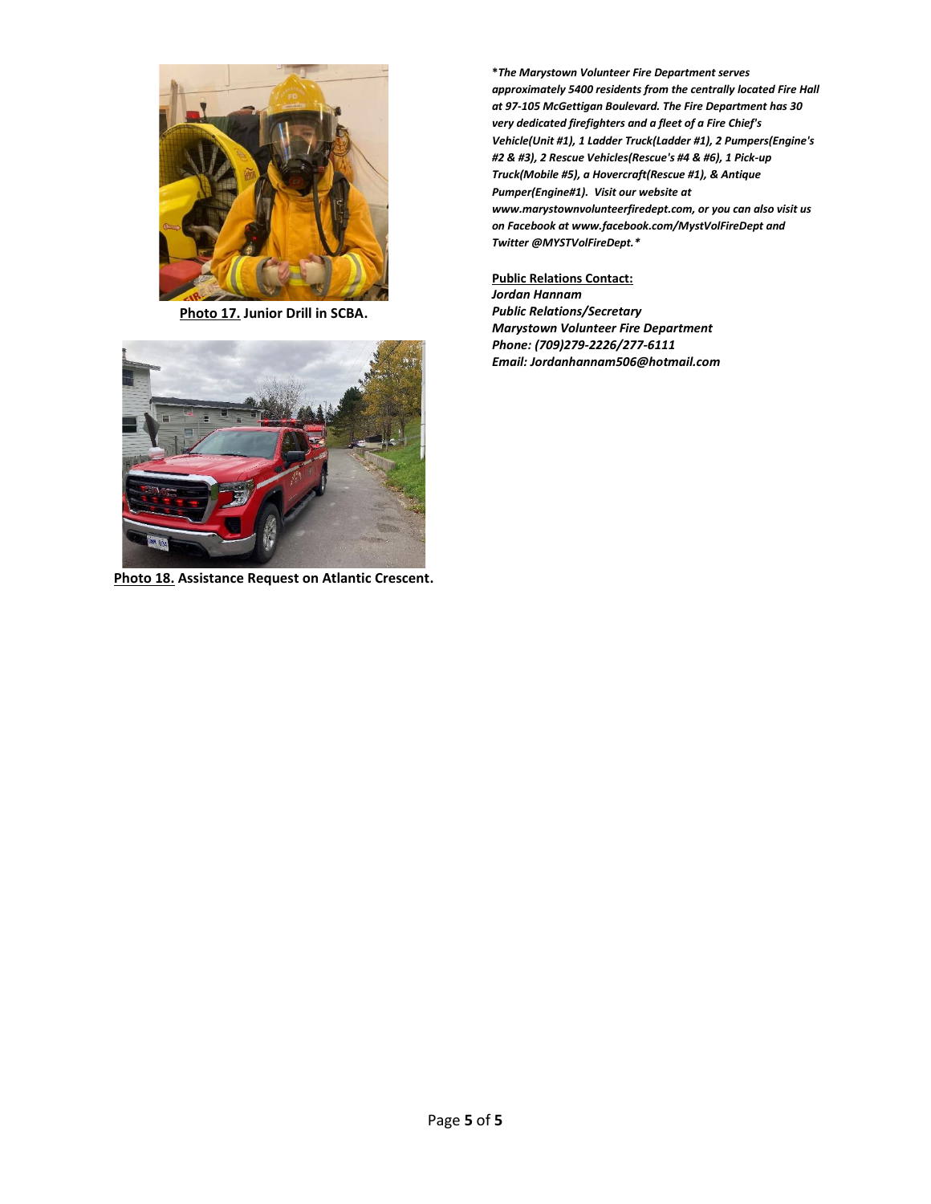**Photo 17.** **Junior Drill in SCBA.**

**Photo 18.** **Assistance Request on Atlantic Crescent.**

***The Marystown Volunteer Fire Department serves approximately 5400 residents from the centrally located Fire Hall at 97-105 McGettigan Boulevard. The Fire Department has 30 very dedicated firefighters and a fleet of a Fire Chief's Vehicle(Unit #1), 1 Ladder Truck(Ladder #1), 2 Pumpers(Engine's #2 & #3), 2 Rescue Vehicles(Rescue's #4 & #6), 1 Pick-up Truck(Mobile #5), a Hovercraft(Rescue #1), & Antique Pumper(Engine#1). Visit our website at www.marystownvolunteerfiredept.com, or you can also visit us on Facebook at www.facebook.com/MystVolFireDept and Twitter @MYSTVolFireDept.****

**Public Relations Contact:**
***Jordan Hannam***
***Public Relations/Secretary***
***Marystown Volunteer Fire Department***
***Phone: (709)279-2226/277-6111***
***Email: Jordanhannam506@hotmail.com***